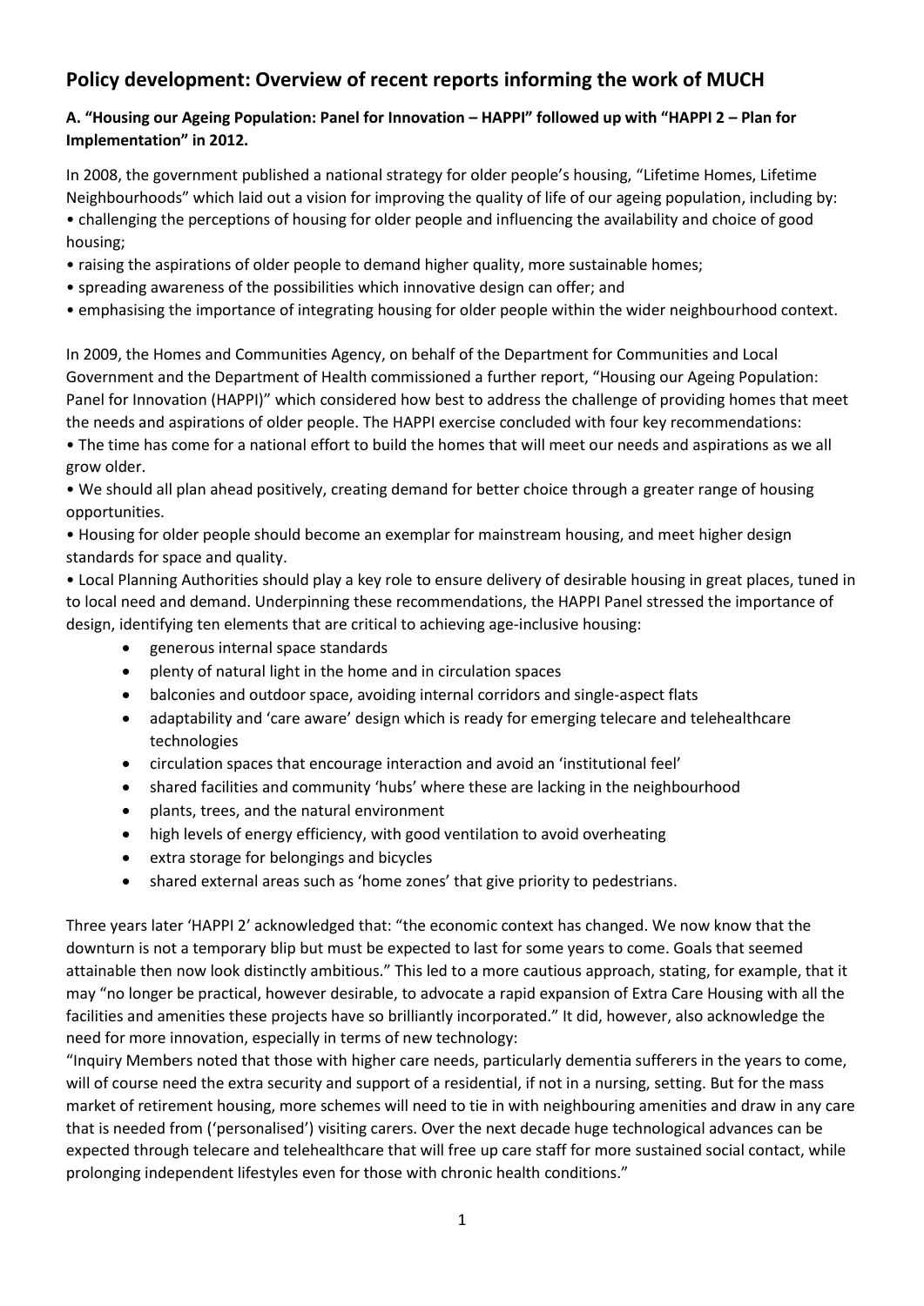## Policy development: Overview of recent reports informing the work of MUCH

**A. "Housing our Ageing Population: Panel for Innovation – HAPPI" followed up with "HAPPI 2 – Plan for Implementation" in 2012.**

In 2008, the government published a national strategy for older people's housing, "Lifetime Homes, Lifetime Neighbourhoods" which laid out a vision for improving the quality of life of our ageing population, including by:

- challenging the perceptions of housing for older people and influencing the availability and choice of good housing;
- raising the aspirations of older people to demand higher quality, more sustainable homes;
- spreading awareness of the possibilities which innovative design can offer; and
- emphasising the importance of integrating housing for older people within the wider neighbourhood context.

In 2009, the Homes and Communities Agency, on behalf of the Department for Communities and Local Government and the Department of Health commissioned a further report, "Housing our Ageing Population: Panel for Innovation (HAPPI)" which considered how best to address the challenge of providing homes that meet the needs and aspirations of older people. The HAPPI exercise concluded with four key recommendations:

- The time has come for a national effort to build the homes that will meet our needs and aspirations as we all grow older.
- We should all plan ahead positively, creating demand for better choice through a greater range of housing opportunities.
- Housing for older people should become an exemplar for mainstream housing, and meet higher design standards for space and quality.
- Local Planning Authorities should play a key role to ensure delivery of desirable housing in great places, tuned in to local need and demand. Underpinning these recommendations, the HAPPI Panel stressed the importance of design, identifying ten elements that are critical to achieving age-inclusive housing:
  - generous internal space standards
  - plenty of natural light in the home and in circulation spaces
  - balconies and outdoor space, avoiding internal corridors and single-aspect flats
  - adaptability and 'care aware' design which is ready for emerging telecare and telehealthcare technologies
  - circulation spaces that encourage interaction and avoid an 'institutional feel'
  - shared facilities and community 'hubs' where these are lacking in the neighbourhood
  - plants, trees, and the natural environment
  - high levels of energy efficiency, with good ventilation to avoid overheating
  - extra storage for belongings and bicycles
  - shared external areas such as 'home zones' that give priority to pedestrians.

Three years later 'HAPPI 2' acknowledged that: "the economic context has changed. We now know that the downturn is not a temporary blip but must be expected to last for some years to come. Goals that seemed attainable then now look distinctly ambitious." This led to a more cautious approach, stating, for example, that it may "no longer be practical, however desirable, to advocate a rapid expansion of Extra Care Housing with all the facilities and amenities these projects have so brilliantly incorporated." It did, however, also acknowledge the need for more innovation, especially in terms of new technology:

"Inquiry Members noted that those with higher care needs, particularly dementia sufferers in the years to come, will of course need the extra security and support of a residential, if not in a nursing, setting. But for the mass market of retirement housing, more schemes will need to tie in with neighbouring amenities and draw in any care that is needed from ('personalised') visiting carers. Over the next decade huge technological advances can be expected through telecare and telehealthcare that will free up care staff for more sustained social contact, while prolonging independent lifestyles even for those with chronic health conditions."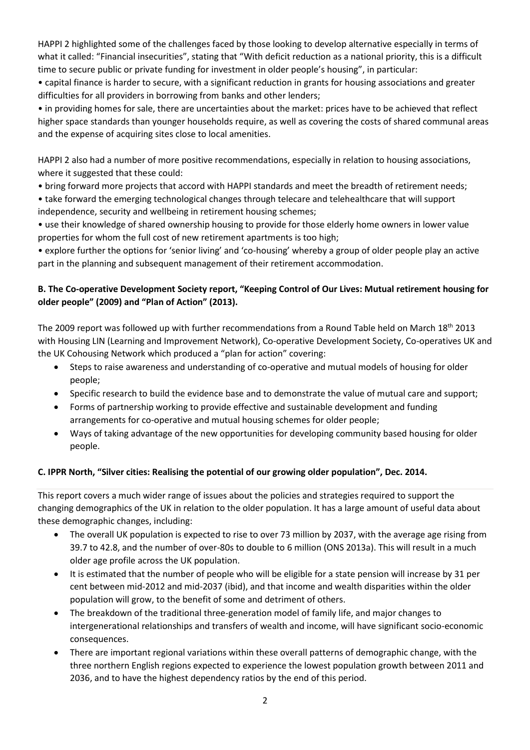HAPPI 2 highlighted some of the challenges faced by those looking to develop alternative especially in terms of what it called: "Financial insecurities", stating that "With deficit reduction as a national priority, this is a difficult time to secure public or private funding for investment in older people's housing", in particular:

• capital finance is harder to secure, with a significant reduction in grants for housing associations and greater difficulties for all providers in borrowing from banks and other lenders;

• in providing homes for sale, there are uncertainties about the market: prices have to be achieved that reflect higher space standards than younger households require, as well as covering the costs of shared communal areas and the expense of acquiring sites close to local amenities.

HAPPI 2 also had a number of more positive recommendations, especially in relation to housing associations, where it suggested that these could:

• bring forward more projects that accord with HAPPI standards and meet the breadth of retirement needs;

• take forward the emerging technological changes through telecare and telehealthcare that will support independence, security and wellbeing in retirement housing schemes;

• use their knowledge of shared ownership housing to provide for those elderly home owners in lower value properties for whom the full cost of new retirement apartments is too high;

• explore further the options for 'senior living' and 'co-housing' whereby a group of older people play an active part in the planning and subsequent management of their retirement accommodation.

**B. The Co-operative Development Society report, "Keeping Control of Our Lives: Mutual retirement housing for older people" (2009) and "Plan of Action" (2013).**

The 2009 report was followed up with further recommendations from a Round Table held on March 18th 2013 with Housing LIN (Learning and Improvement Network), Co-operative Development Society, Co-operatives UK and the UK Cohousing Network which produced a "plan for action" covering:

- Steps to raise awareness and understanding of co-operative and mutual models of housing for older people;
- Specific research to build the evidence base and to demonstrate the value of mutual care and support;
- Forms of partnership working to provide effective and sustainable development and funding arrangements for co-operative and mutual housing schemes for older people;
- Ways of taking advantage of the new opportunities for developing community based housing for older people.

**C. IPPR North, "Silver cities: Realising the potential of our growing older population", Dec. 2014.**

This report covers a much wider range of issues about the policies and strategies required to support the changing demographics of the UK in relation to the older population. It has a large amount of useful data about these demographic changes, including:

- The overall UK population is expected to rise to over 73 million by 2037, with the average age rising from 39.7 to 42.8, and the number of over-80s to double to 6 million (ONS 2013a). This will result in a much older age profile across the UK population.
- It is estimated that the number of people who will be eligible for a state pension will increase by 31 per cent between mid-2012 and mid-2037 (ibid), and that income and wealth disparities within the older population will grow, to the benefit of some and detriment of others.
- The breakdown of the traditional three-generation model of family life, and major changes to intergenerational relationships and transfers of wealth and income, will have significant socio-economic consequences.
- There are important regional variations within these overall patterns of demographic change, with the three northern English regions expected to experience the lowest population growth between 2011 and 2036, and to have the highest dependency ratios by the end of this period.